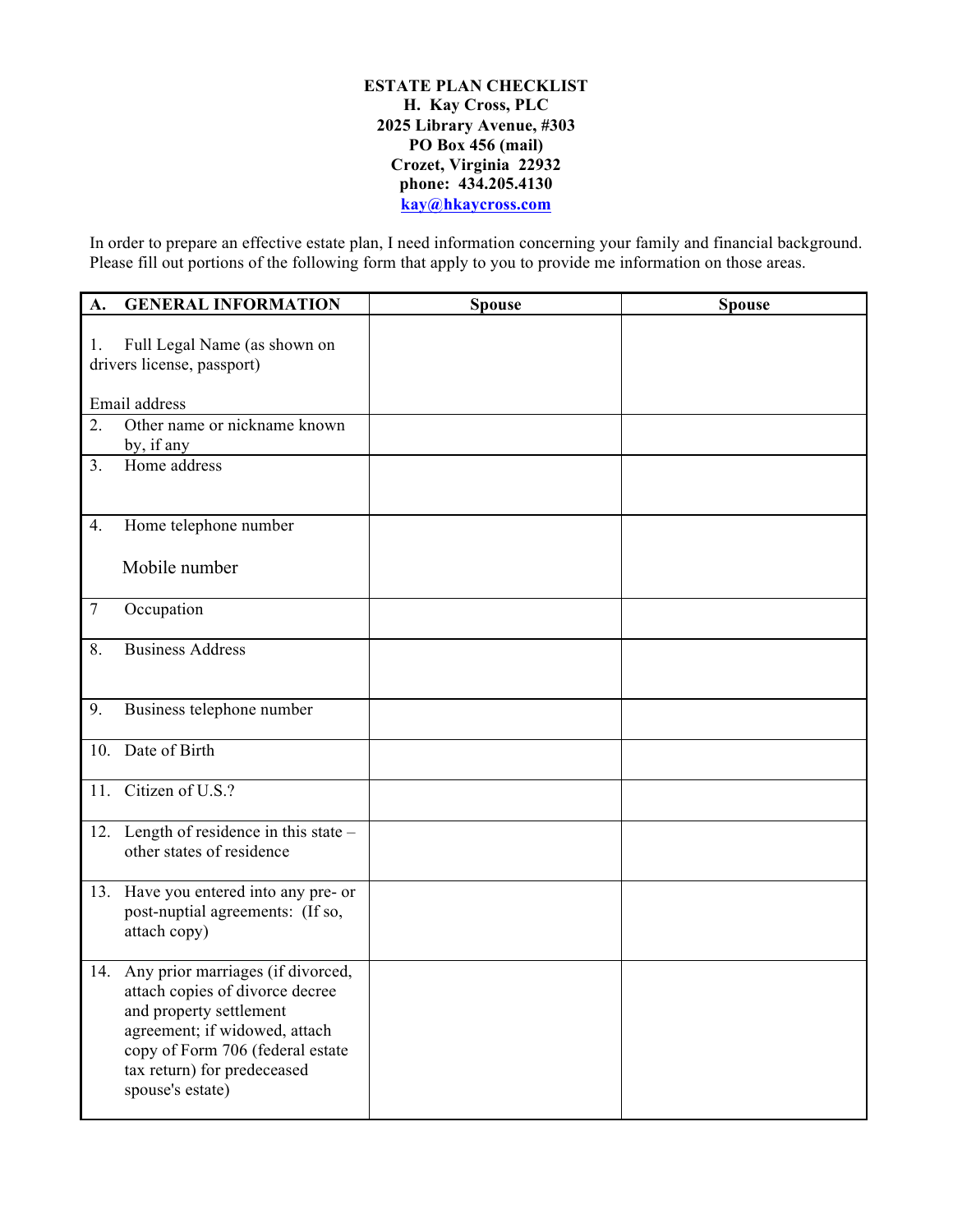**ESTATE PLAN CHECKLIST**
**H. Kay Cross, PLC**
**2025 Library Avenue, #303**
**PO Box 456 (mail)**
**Crozet, Virginia 22932**
**phone: 434.205.4130**
**kay@hkaycross.com**

In order to prepare an effective estate plan, I need information concerning your family and financial background. Please fill out portions of the following form that apply to you to provide me information on those areas.

| A. GENERAL INFORMATION | Spouse | Spouse |
|---|---|---|
| 1. Full Legal Name (as shown on drivers license, passport)<br><br>Email address | | |
| 2. Other name or nickname known by, if any | | |
| 3. Home address | | |
| 4. Home telephone number<br><br>Mobile number | | |
| 7 Occupation | | |
| 8. Business Address | | |
| 9. Business telephone number | | |
| 10. Date of Birth | | |
| 11. Citizen of U.S.? | | |
| 12. Length of residence in this state – other states of residence | | |
| 13. Have you entered into any pre- or post-nuptial agreements: (If so, attach copy) | | |
| 14. Any prior marriages (if divorced, attach copies of divorce decree and property settlement agreement; if widowed, attach copy of Form 706 (federal estate tax return) for predeceased spouse's estate) | | |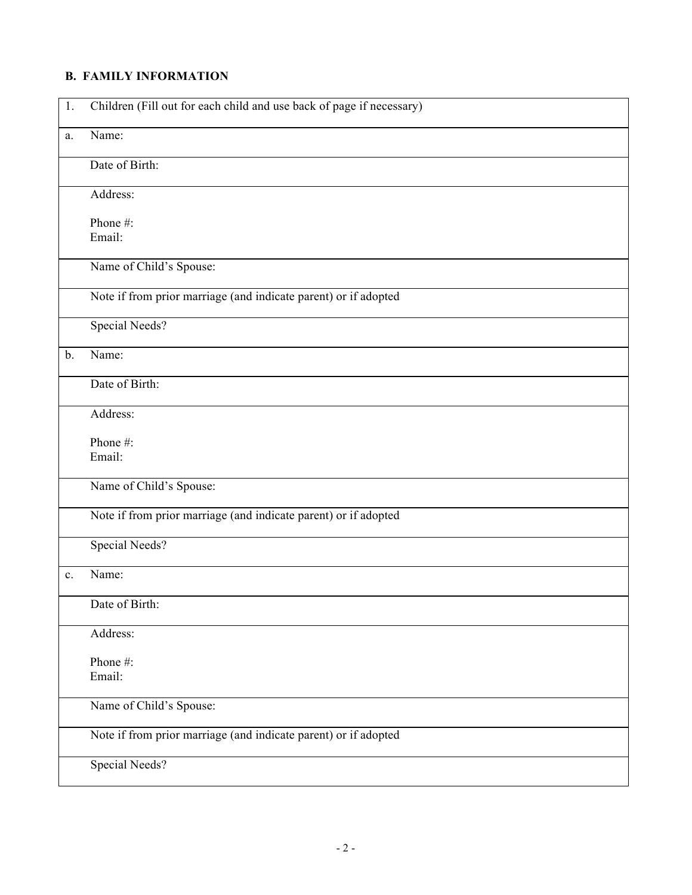**B. FAMILY INFORMATION**

| | |
|---|---|
| 1. | Children (Fill out for each child and use back of page if necessary) |
| a. | Name: |
| | Date of Birth: |
| | Address:<br><br>Phone #:<br>Email: |
| | Name of Child's Spouse: |
| | Note if from prior marriage (and indicate parent) or if adopted |
| | Special Needs? |
| b. | Name: |
| | Date of Birth: |
| | Address:<br><br>Phone #:<br>Email: |
| | Name of Child's Spouse: |
| | Note if from prior marriage (and indicate parent) or if adopted |
| | Special Needs? |
| c. | Name: |
| | Date of Birth: |
| | Address:<br><br>Phone #:<br>Email: |
| | Name of Child's Spouse: |
| | Note if from prior marriage (and indicate parent) or if adopted |
| | Special Needs? |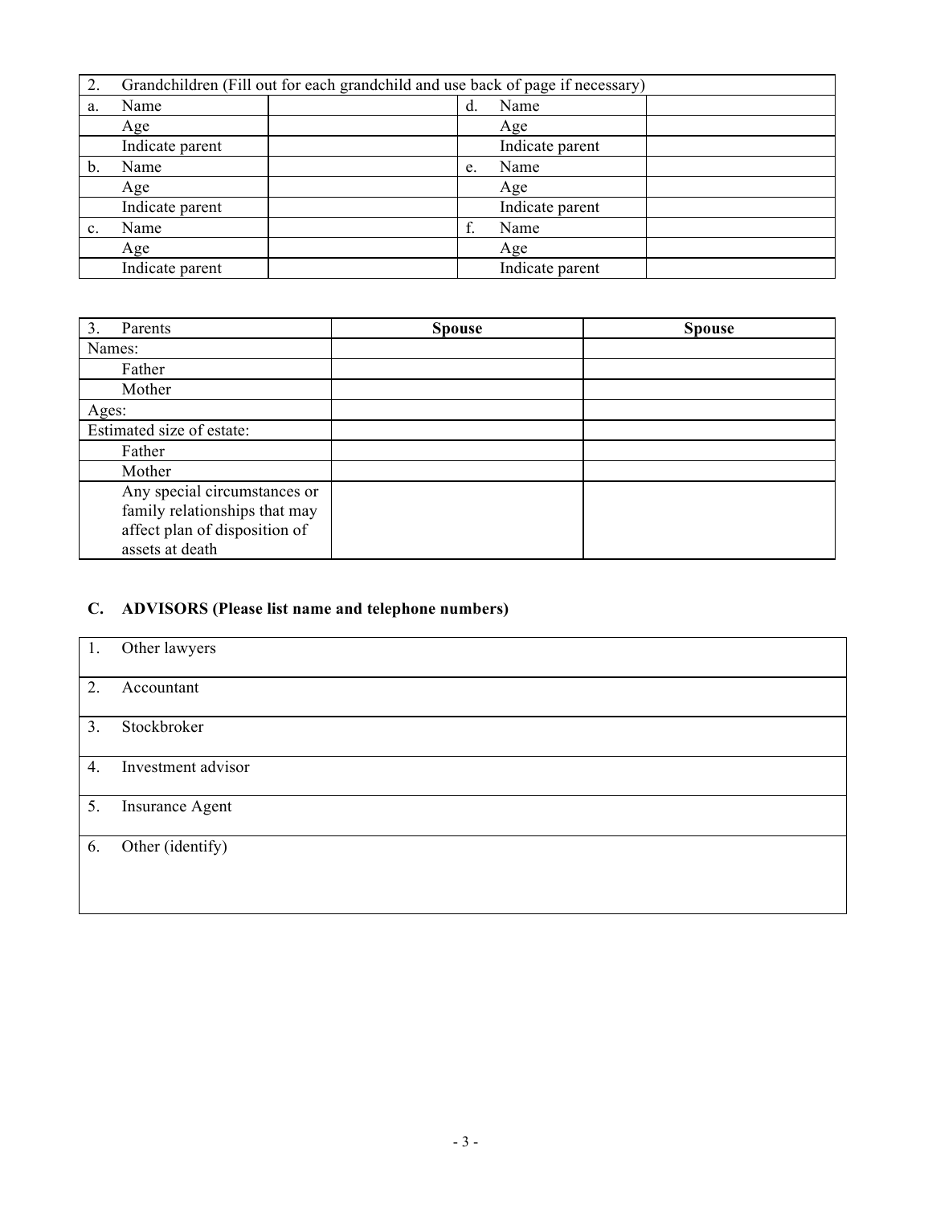| 2. Grandchildren (Fill out for each grandchild and use back of page if necessary) | | | |
|---|---|---|---|
| a. Name | | d. Name | |
| Age | | Age | |
| Indicate parent | | Indicate parent | |
| b. Name | | e. Name | |
| Age | | Age | |
| Indicate parent | | Indicate parent | |
| c. Name | | f. Name | |
| Age | | Age | |
| Indicate parent | | Indicate parent | |

| 3. Parents | **Spouse** | **Spouse** |
|---|---|---|
| Names: | | |
| Father | | |
| Mother | | |
| Ages: | | |
| Estimated size of estate: | | |
| Father | | |
| Mother | | |
| Any special circumstances or family relationships that may affect plan of disposition of assets at death | | |

## C. ADVISORS (Please list name and telephone numbers)

| | |
|---|---|
| 1. | Other lawyers |
| 2. | Accountant |
| 3. | Stockbroker |
| 4. | Investment advisor |
| 5. | Insurance Agent |
| 6. | Other (identify) |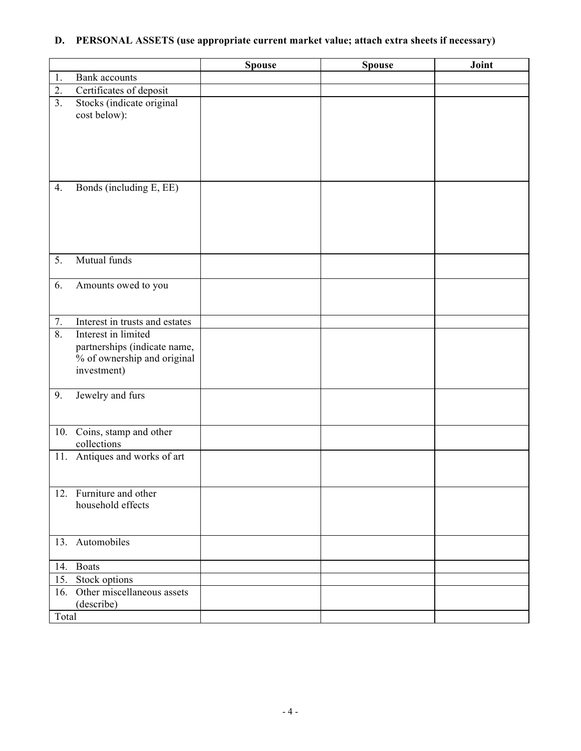## D. PERSONAL ASSETS (use appropriate current market value; attach extra sheets if necessary)

| | Spouse | Spouse | Joint |
|---|---|---|---|
| 1. Bank accounts | | | |
| 2. Certificates of deposit | | | |
| 3. Stocks (indicate original cost below): | | | |
| 4. Bonds (including E, EE) | | | |
| 5. Mutual funds | | | |
| 6. Amounts owed to you | | | |
| 7. Interest in trusts and estates | | | |
| 8. Interest in limited partnerships (indicate name, % of ownership and original investment) | | | |
| 9. Jewelry and furs | | | |
| 10. Coins, stamp and other collections | | | |
| 11. Antiques and works of art | | | |
| 12. Furniture and other household effects | | | |
| 13. Automobiles | | | |
| 14. Boats | | | |
| 15. Stock options | | | |
| 16. Other miscellaneous assets (describe) | | | |
| Total | | | |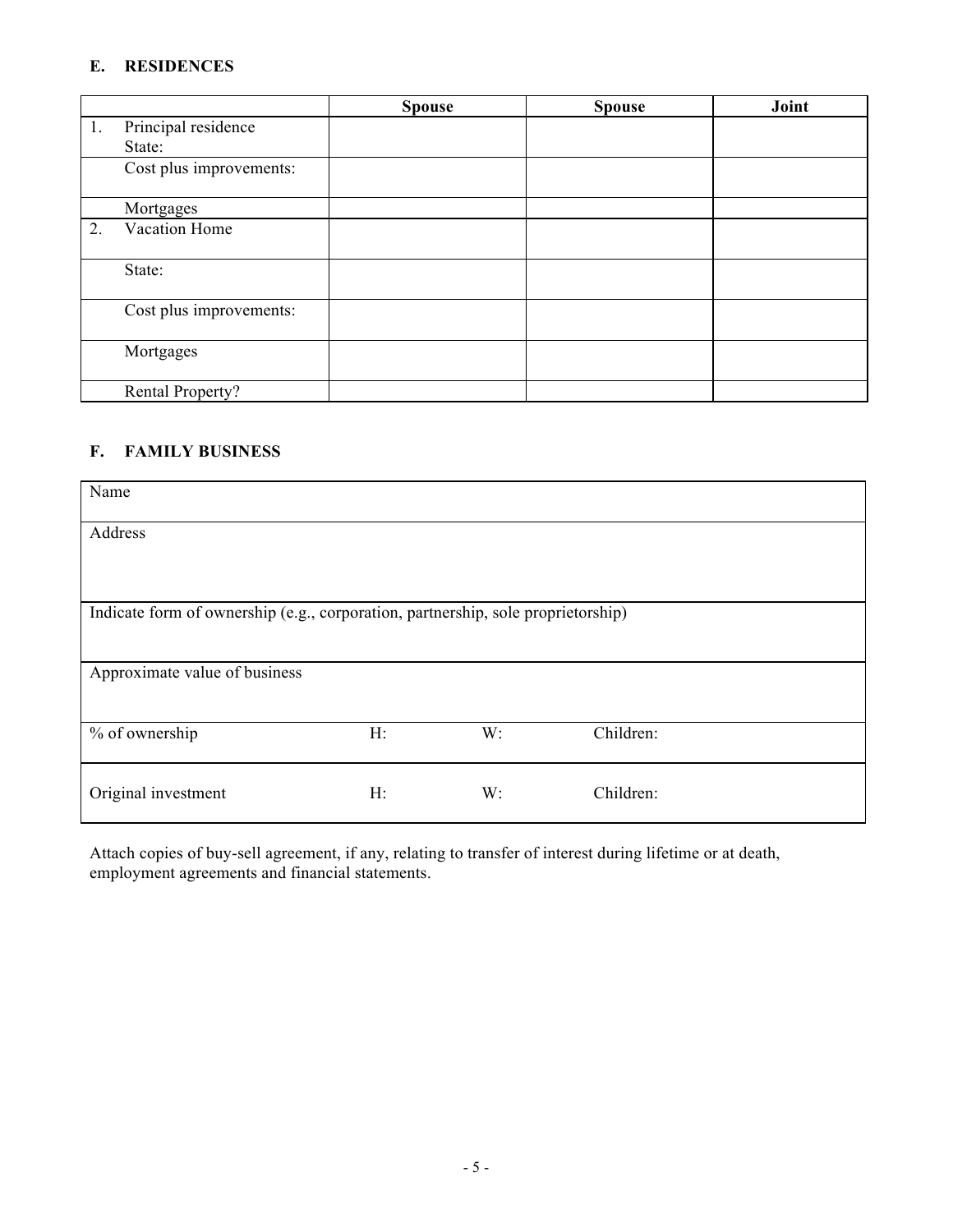## E. RESIDENCES

| | Spouse | Spouse | Joint |
|---|---|---|---|
| 1. Principal residence<br>State: | | | |
| Cost plus improvements: | | | |
| Mortgages | | | |
| 2. Vacation Home | | | |
| State: | | | |
| Cost plus improvements: | | | |
| Mortgages | | | |
| Rental Property? | | | |

## F. FAMILY BUSINESS

| | | | |
|---|---|---|---|
| Name | | | |
| Address | | | |
| Indicate form of ownership (e.g., corporation, partnership, sole proprietorship) | | | |
| Approximate value of business | | | |
| % of ownership | H: | W: | Children: |
| Original investment | H: | W: | Children: |

Attach copies of buy-sell agreement, if any, relating to transfer of interest during lifetime or at death, employment agreements and financial statements.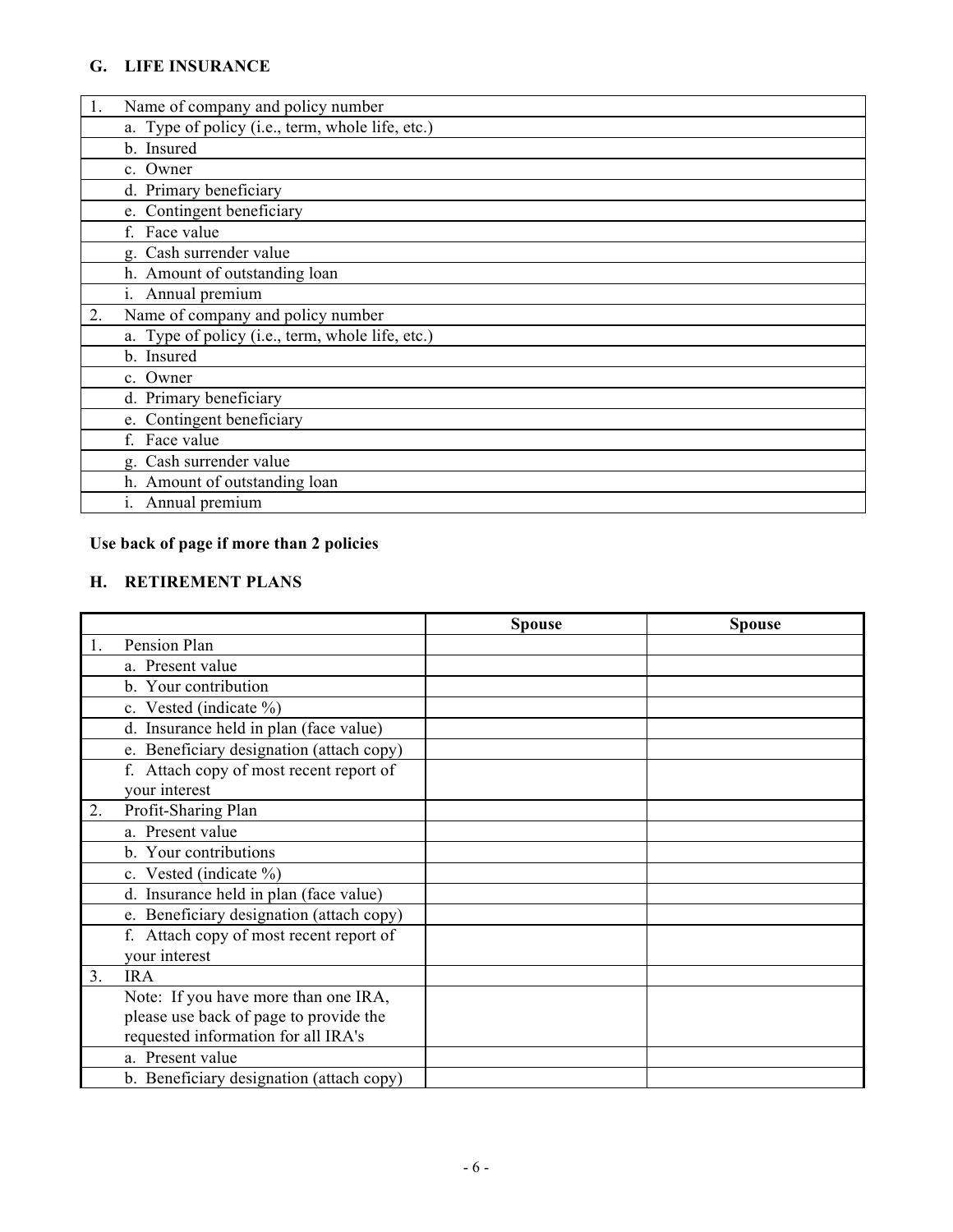### G. LIFE INSURANCE

| | |
|---|---|
| 1. | Name of company and policy number |
| | a. Type of policy (i.e., term, whole life, etc.) |
| | b. Insured |
| | c. Owner |
| | d. Primary beneficiary |
| | e. Contingent beneficiary |
| | f. Face value |
| | g. Cash surrender value |
| | h. Amount of outstanding loan |
| | i. Annual premium |
| 2. | Name of company and policy number |
| | a. Type of policy (i.e., term, whole life, etc.) |
| | b. Insured |
| | c. Owner |
| | d. Primary beneficiary |
| | e. Contingent beneficiary |
| | f. Face value |
| | g. Cash surrender value |
| | h. Amount of outstanding loan |
| | i. Annual premium |

**Use back of page if more than 2 policies**

### H. RETIREMENT PLANS

| | | Spouse | Spouse |
|---|---|---|---|
| 1. | Pension Plan | | |
| | a. Present value | | |
| | b. Your contribution | | |
| | c. Vested (indicate %) | | |
| | d. Insurance held in plan (face value) | | |
| | e. Beneficiary designation (attach copy) | | |
| | f. Attach copy of most recent report of your interest | | |
| 2. | Profit-Sharing Plan | | |
| | a. Present value | | |
| | b. Your contributions | | |
| | c. Vested (indicate %) | | |
| | d. Insurance held in plan (face value) | | |
| | e. Beneficiary designation (attach copy) | | |
| | f. Attach copy of most recent report of your interest | | |
| 3. | IRA | | |
| | Note: If you have more than one IRA, please use back of page to provide the requested information for all IRA's | | |
| | a. Present value | | |
| | b. Beneficiary designation (attach copy) | | |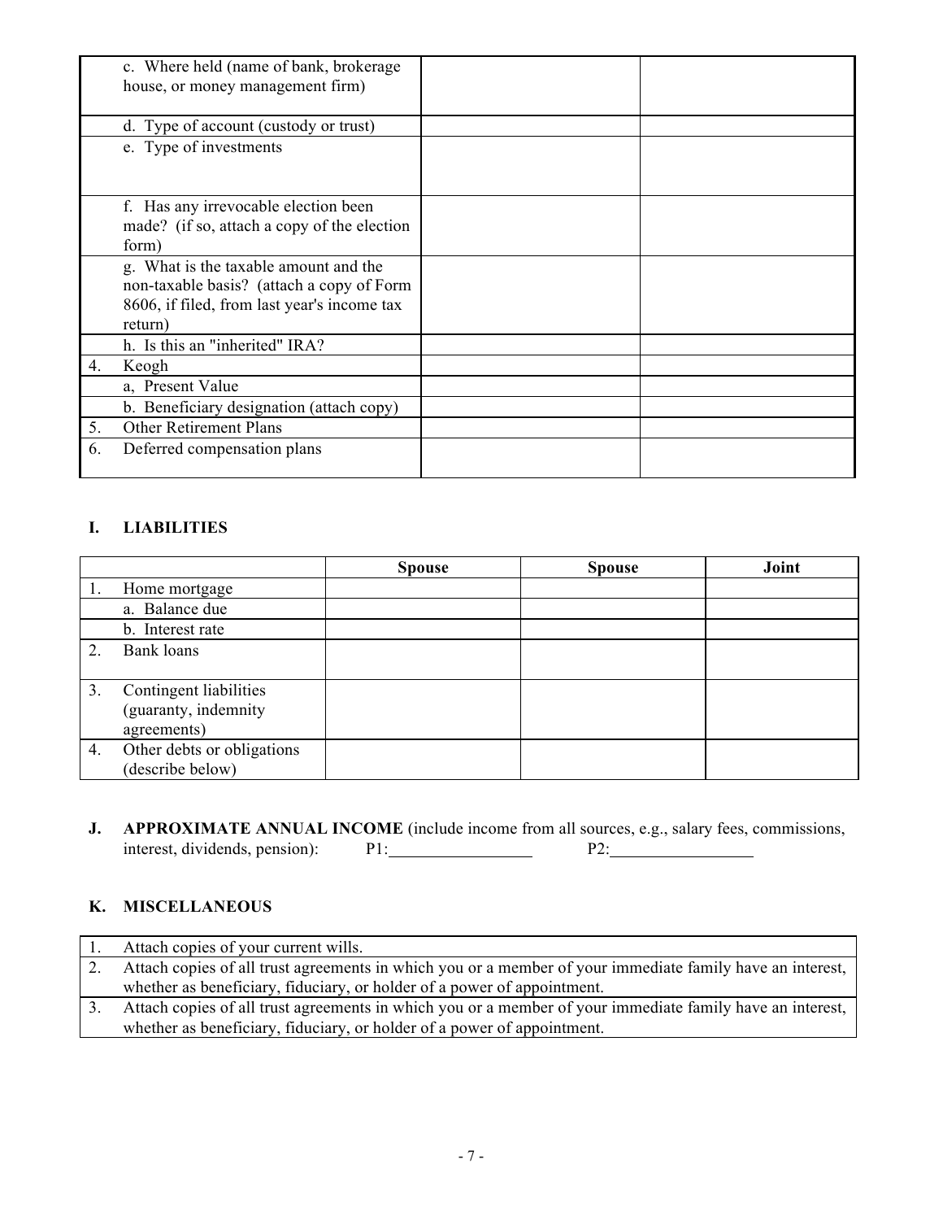| | | | |
|---|---|---|---|
| | c. Where held (name of bank, brokerage house, or money management firm) | | |
| | d. Type of account (custody or trust) | | |
| | e. Type of investments | | |
| | f. Has any irrevocable election been made? (if so, attach a copy of the election form) | | |
| | g. What is the taxable amount and the non-taxable basis? (attach a copy of Form 8606, if filed, from last year's income tax return) | | |
| | h. Is this an "inherited" IRA? | | |
| 4. | Keogh | | |
| | a, Present Value | | |
| | b. Beneficiary designation (attach copy) | | |
| 5. | Other Retirement Plans | | |
| 6. | Deferred compensation plans | | |

## I. LIABILITIES

| | | Spouse | Spouse | Joint |
|---|---|---|---|---|
| 1. | Home mortgage | | | |
| | a. Balance due | | | |
| | b. Interest rate | | | |
| 2. | Bank loans | | | |
| 3. | Contingent liabilities (guaranty, indemnity agreements) | | | |
| 4. | Other debts or obligations (describe below) | | | |

## J. APPROXIMATE ANNUAL INCOME

**J. APPROXIMATE ANNUAL INCOME** (include income from all sources, e.g., salary fees, commissions, interest, dividends, pension): P1:_________________ P2:_________________

## K. MISCELLANEOUS

| | |
|---|---|
| 1. | Attach copies of your current wills. |
| 2. | Attach copies of all trust agreements in which you or a member of your immediate family have an interest, whether as beneficiary, fiduciary, or holder of a power of appointment. |
| 3. | Attach copies of all trust agreements in which you or a member of your immediate family have an interest, whether as beneficiary, fiduciary, or holder of a power of appointment. |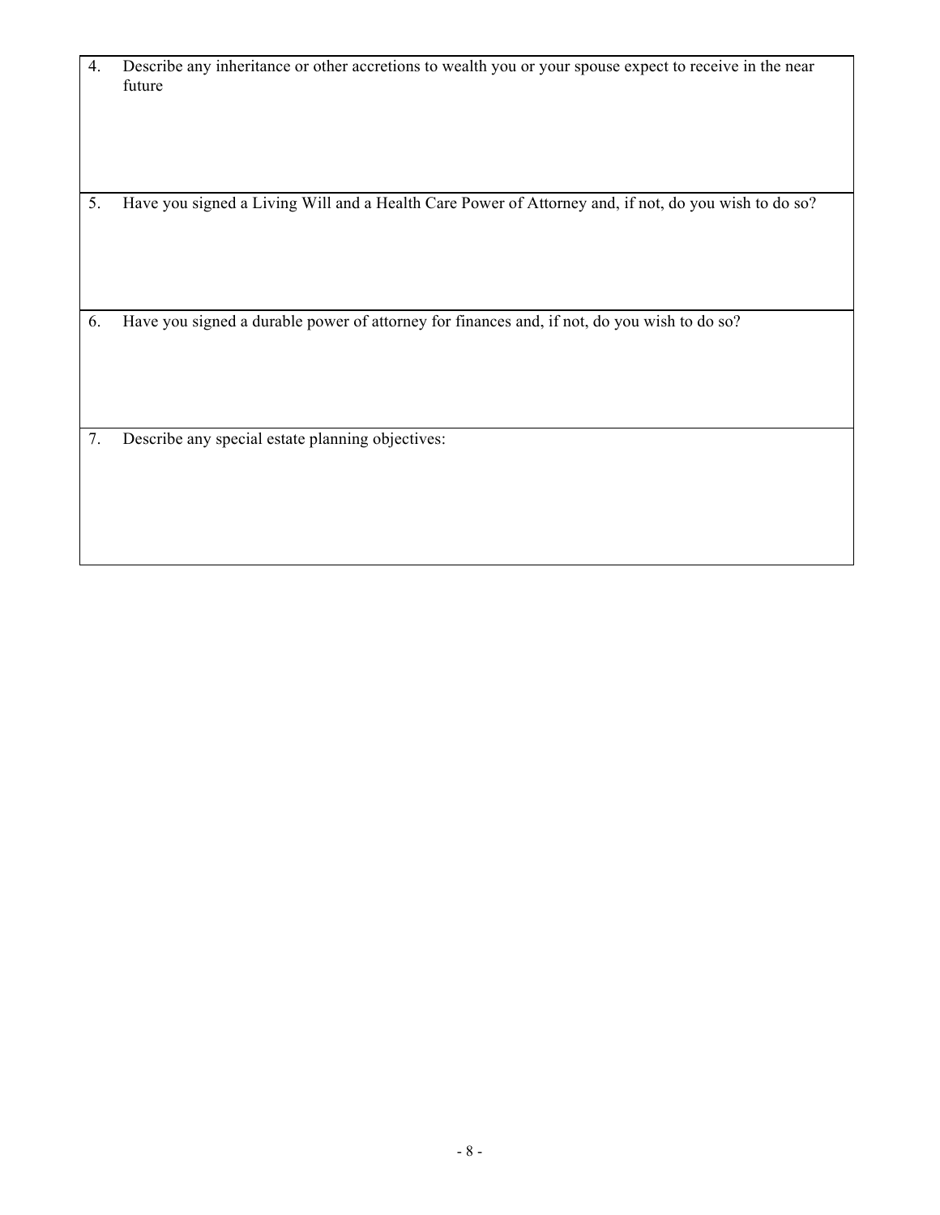4. Describe any inheritance or other accretions to wealth you or your spouse expect to receive in the near future

5. Have you signed a Living Will and a Health Care Power of Attorney and, if not, do you wish to do so?

6. Have you signed a durable power of attorney for finances and, if not, do you wish to do so?

7. Describe any special estate planning objectives: